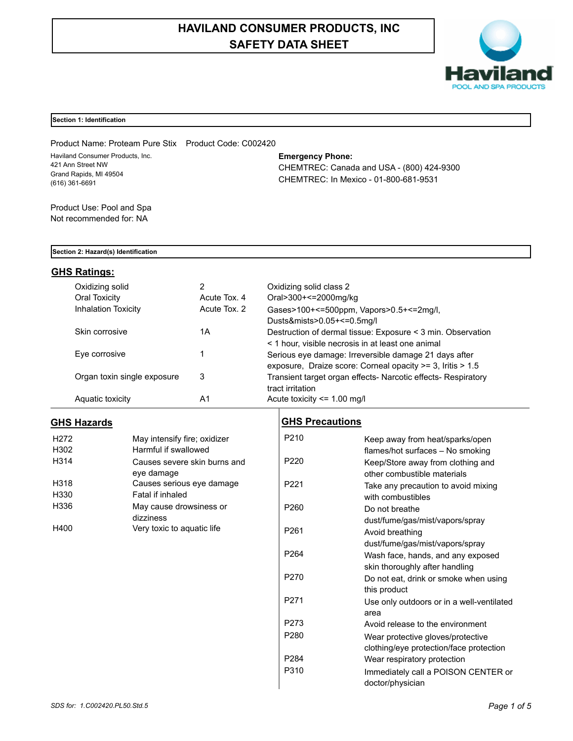# HAVILAND CONSUMER PRODUCTS, INC
# SAFETY DATA SHEET

## Section 1: Identification

Product Name: Proteam Pure Stix    Product Code: C002420

Haviland Consumer Products, Inc.
421 Ann Street NW
Grand Rapids, MI 49504
(616) 361-6691

**Emergency Phone:**
CHEMTREC: Canada and USA - (800) 424-9300
CHEMTREC: In Mexico - 01-800-681-9531

Product Use: Pool and Spa
Not recommended for: NA

## Section 2: Hazard(s) Identification

### GHS Ratings:

| | | |
|---|---|---|
| Oxidizing solid | 2 | Oxidizing solid class 2 |
| Oral Toxicity | Acute Tox. 4 | Oral>300+<=2000mg/kg |
| Inhalation Toxicity | Acute Tox. 2 | Gases>100+<=500ppm, Vapors>0.5+<=2mg/l, Dusts&mists>0.05+<=0.5mg/l |
| Skin corrosive | 1A | Destruction of dermal tissue: Exposure < 3 min. Observation < 1 hour, visible necrosis in at least one animal |
| Eye corrosive | 1 | Serious eye damage: Irreversible damage 21 days after exposure, Draize score: Corneal opacity >= 3, Iritis > 1.5 |
| Organ toxin single exposure | 3 | Transient target organ effects- Narcotic effects- Respiratory tract irritation |
| Aquatic toxicity | A1 | Acute toxicity <= 1.00 mg/l |

### GHS Hazards

| | |
|---|---|
| H272 | May intensify fire; oxidizer |
| H302 | Harmful if swallowed |
| H314 | Causes severe skin burns and eye damage |
| H318 | Causes serious eye damage |
| H330 | Fatal if inhaled |
| H336 | May cause drowsiness or dizziness |
| H400 | Very toxic to aquatic life |

### GHS Precautions

| | |
|---|---|
| P210 | Keep away from heat/sparks/open flames/hot surfaces – No smoking |
| P220 | Keep/Store away from clothing and other combustible materials |
| P221 | Take any precaution to avoid mixing with combustibles |
| P260 | Do not breathe dust/fume/gas/mist/vapors/spray |
| P261 | Avoid breathing dust/fume/gas/mist/vapors/spray |
| P264 | Wash face, hands, and any exposed skin thoroughly after handling |
| P270 | Do not eat, drink or smoke when using this product |
| P271 | Use only outdoors or in a well-ventilated area |
| P273 | Avoid release to the environment |
| P280 | Wear protective gloves/protective clothing/eye protection/face protection |
| P284 | Wear respiratory protection |
| P310 | Immediately call a POISON CENTER or doctor/physician |

*SDS for: 1.C002420.PL50.Std.5*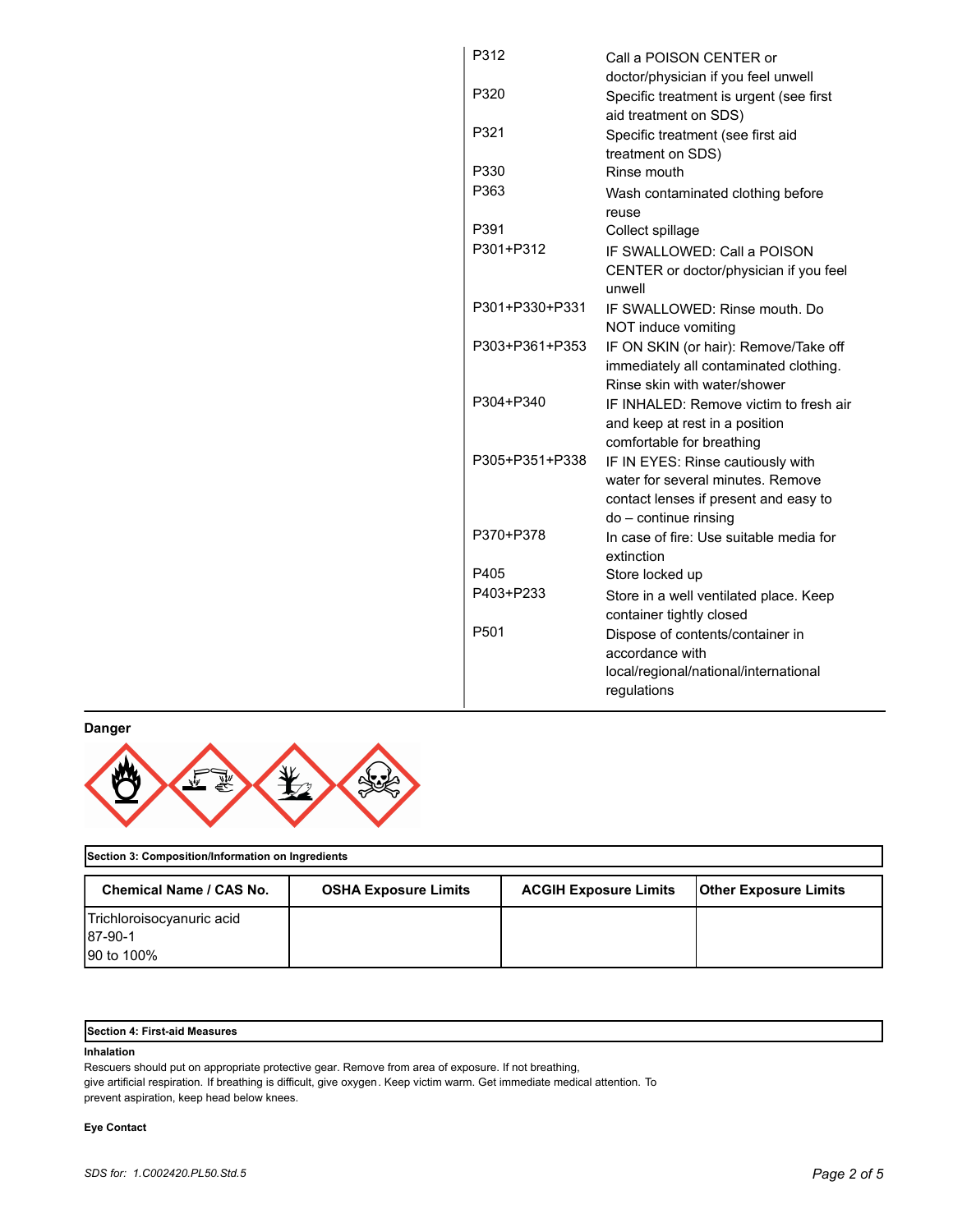| | |
|---|---|
| P312 | Call a POISON CENTER or doctor/physician if you feel unwell |
| P320 | Specific treatment is urgent (see first aid treatment on SDS) |
| P321 | Specific treatment (see first aid treatment on SDS) |
| P330 | Rinse mouth |
| P363 | Wash contaminated clothing before reuse |
| P391 | Collect spillage |
| P301+P312 | IF SWALLOWED: Call a POISON CENTER or doctor/physician if you feel unwell |
| P301+P330+P331 | IF SWALLOWED: Rinse mouth. Do NOT induce vomiting |
| P303+P361+P353 | IF ON SKIN (or hair): Remove/Take off immediately all contaminated clothing. Rinse skin with water/shower |
| P304+P340 | IF INHALED: Remove victim to fresh air and keep at rest in a position comfortable for breathing |
| P305+P351+P338 | IF IN EYES: Rinse cautiously with water for several minutes. Remove contact lenses if present and easy to do – continue rinsing |
| P370+P378 | In case of fire: Use suitable media for extinction |
| P405 | Store locked up |
| P403+P233 | Store in a well ventilated place. Keep container tightly closed |
| P501 | Dispose of contents/container in accordance with local/regional/national/international regulations |

**Danger**

**Section 3: Composition/Information on Ingredients**

| Chemical Name / CAS No. | OSHA Exposure Limits | ACGIH Exposure Limits | Other Exposure Limits |
|---|---|---|---|
| Trichloroisocyanuric acid<br>87-90-1<br>90 to 100% | | | |

**Section 4: First-aid Measures**

**Inhalation**

Rescuers should put on appropriate protective gear. Remove from area of exposure. If not breathing, give artificial respiration. If breathing is difficult, give oxygen. Keep victim warm. Get immediate medical attention. To prevent aspiration, keep head below knees.

**Eye Contact**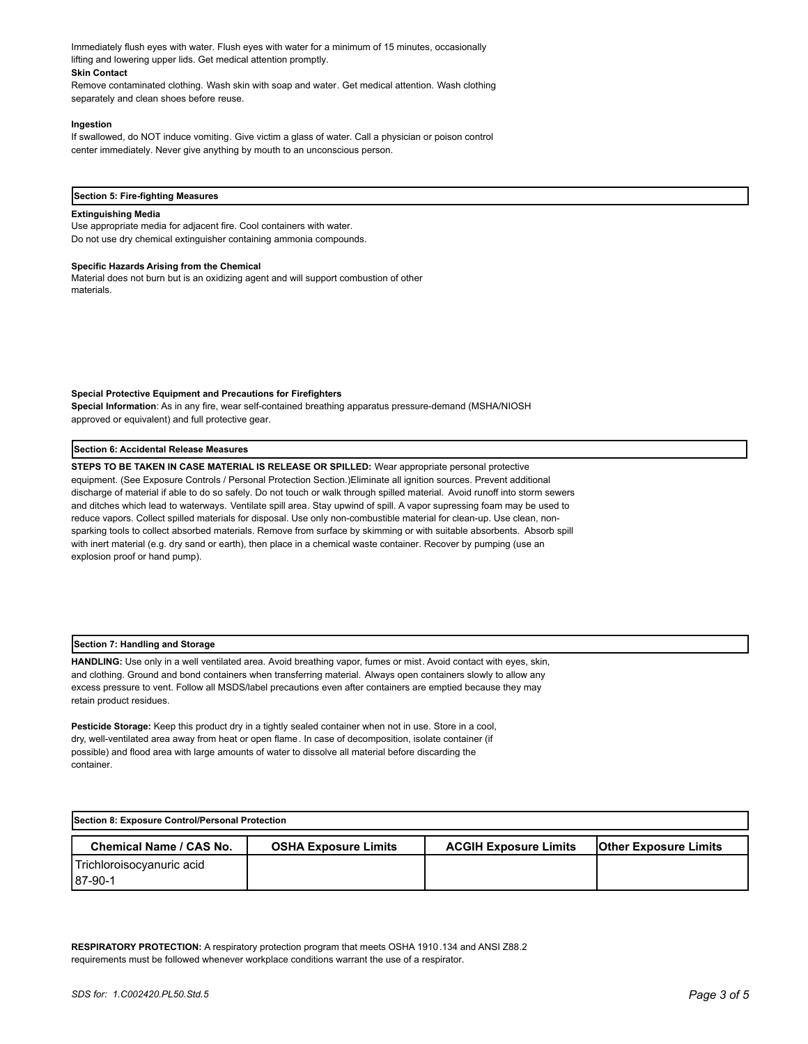Immediately flush eyes with water. Flush eyes with water for a minimum of 15 minutes, occasionally lifting and lowering upper lids. Get medical attention promptly.

**Skin Contact**

Remove contaminated clothing. Wash skin with soap and water. Get medical attention. Wash clothing separately and clean shoes before reuse.

**Ingestion**

If swallowed, do NOT induce vomiting. Give victim a glass of water. Call a physician or poison control center immediately. Never give anything by mouth to an unconscious person.

## Section 5: Fire-fighting Measures

**Extinguishing Media**

Use appropriate media for adjacent fire. Cool containers with water.
Do not use dry chemical extinguisher containing ammonia compounds.

**Specific Hazards Arising from the Chemical**

Material does not burn but is an oxidizing agent and will support combustion of other materials.

**Special Protective Equipment and Precautions for Firefighters**

**Special Information**: As in any fire, wear self-contained breathing apparatus pressure-demand (MSHA/NIOSH approved or equivalent) and full protective gear.

## Section 6: Accidental Release Measures

**STEPS TO BE TAKEN IN CASE MATERIAL IS RELEASE OR SPILLED:** Wear appropriate personal protective equipment. (See Exposure Controls / Personal Protection Section.)Eliminate all ignition sources. Prevent additional discharge of material if able to do so safely. Do not touch or walk through spilled material. Avoid runoff into storm sewers and ditches which lead to waterways. Ventilate spill area. Stay upwind of spill. A vapor supressing foam may be used to reduce vapors. Collect spilled materials for disposal. Use only non-combustible material for clean-up. Use clean, non-sparking tools to collect absorbed materials. Remove from surface by skimming or with suitable absorbents. Absorb spill with inert material (e.g. dry sand or earth), then place in a chemical waste container. Recover by pumping (use an explosion proof or hand pump).

## Section 7: Handling and Storage

**HANDLING:** Use only in a well ventilated area. Avoid breathing vapor, fumes or mist. Avoid contact with eyes, skin, and clothing. Ground and bond containers when transferring material. Always open containers slowly to allow any excess pressure to vent. Follow all MSDS/label precautions even after containers are emptied because they may retain product residues.

**Pesticide Storage:** Keep this product dry in a tightly sealed container when not in use. Store in a cool, dry, well-ventilated area away from heat or open flame. In case of decomposition, isolate container (if possible) and flood area with large amounts of water to dissolve all material before discarding the container.

## Section 8: Exposure Control/Personal Protection

| Chemical Name / CAS No. | OSHA Exposure Limits | ACGIH Exposure Limits | Other Exposure Limits |
|---|---|---|---|
| Trichloroisocyanuric acid<br>87-90-1 | | | |

**RESPIRATORY PROTECTION:** A respiratory protection program that meets OSHA 1910.134 and ANSI Z88.2 requirements must be followed whenever workplace conditions warrant the use of a respirator.

*SDS for: 1.C002420.PL50.Std.5*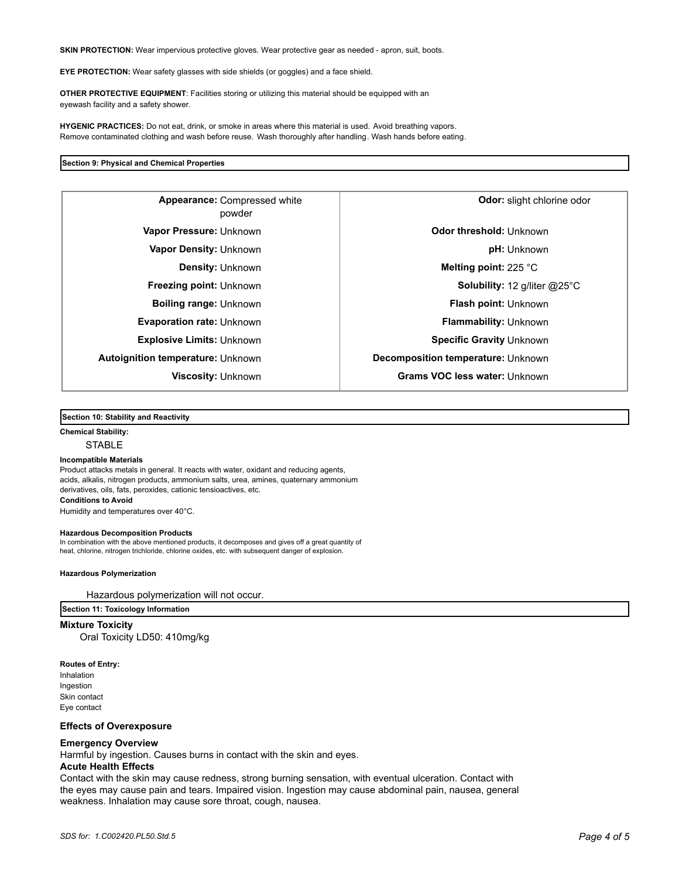**SKIN PROTECTION:** Wear impervious protective gloves. Wear protective gear as needed - apron, suit, boots.

**EYE PROTECTION:** Wear safety glasses with side shields (or goggles) and a face shield.

**OTHER PROTECTIVE EQUIPMENT**: Facilities storing or utilizing this material should be equipped with an eyewash facility and a safety shower.

**HYGENIC PRACTICES:** Do not eat, drink, or smoke in areas where this material is used. Avoid breathing vapors. Remove contaminated clothing and wash before reuse. Wash thoroughly after handling. Wash hands before eating.

## Section 9: Physical and Chemical Properties

| | | | |
|---|---|---|---|
| **Appearance:** | Compressed white powder | **Odor:** | slight chlorine odor |
| **Vapor Pressure:** | Unknown | **Odor threshold:** | Unknown |
| **Vapor Density:** | Unknown | **pH:** | Unknown |
| **Density:** | Unknown | **Melting point:** | 225 °C |
| **Freezing point:** | Unknown | **Solubility:** | 12 g/liter @25°C |
| **Boiling range:** | Unknown | **Flash point:** | Unknown |
| **Evaporation rate:** | Unknown | **Flammability:** | Unknown |
| **Explosive Limits:** | Unknown | **Specific Gravity** | Unknown |
| **Autoignition temperature:** | Unknown | **Decomposition temperature:** | Unknown |
| **Viscosity:** | Unknown | **Grams VOC less water:** | Unknown |

## Section 10: Stability and Reactivity

**Chemical Stability:**

STABLE

**Incompatible Materials**

Product attacks metals in general. It reacts with water, oxidant and reducing agents, acids, alkalis, nitrogen products, ammonium salts, urea, amines, quaternary ammonium derivatives, oils, fats, peroxides, cationic tensioactives, etc.

**Conditions to Avoid**

Humidity and temperatures over 40°C.

**Hazardous Decomposition Products**

In combination with the above mentioned products, it decomposes and gives off a great quantity of heat, chlorine, nitrogen trichloride, chlorine oxides, etc. with subsequent danger of explosion.

**Hazardous Polymerization**

Hazardous polymerization will not occur.

## Section 11: Toxicology Information

**Mixture Toxicity**

Oral Toxicity LD50: 410mg/kg

**Routes of Entry:**

Inhalation
Ingestion
Skin contact
Eye contact

### Effects of Overexposure

**Emergency Overview**

Harmful by ingestion. Causes burns in contact with the skin and eyes.

**Acute Health Effects**

Contact with the skin may cause redness, strong burning sensation, with eventual ulceration. Contact with the eyes may cause pain and tears. Impaired vision. Ingestion may cause abdominal pain, nausea, general weakness. Inhalation may cause sore throat, cough, nausea.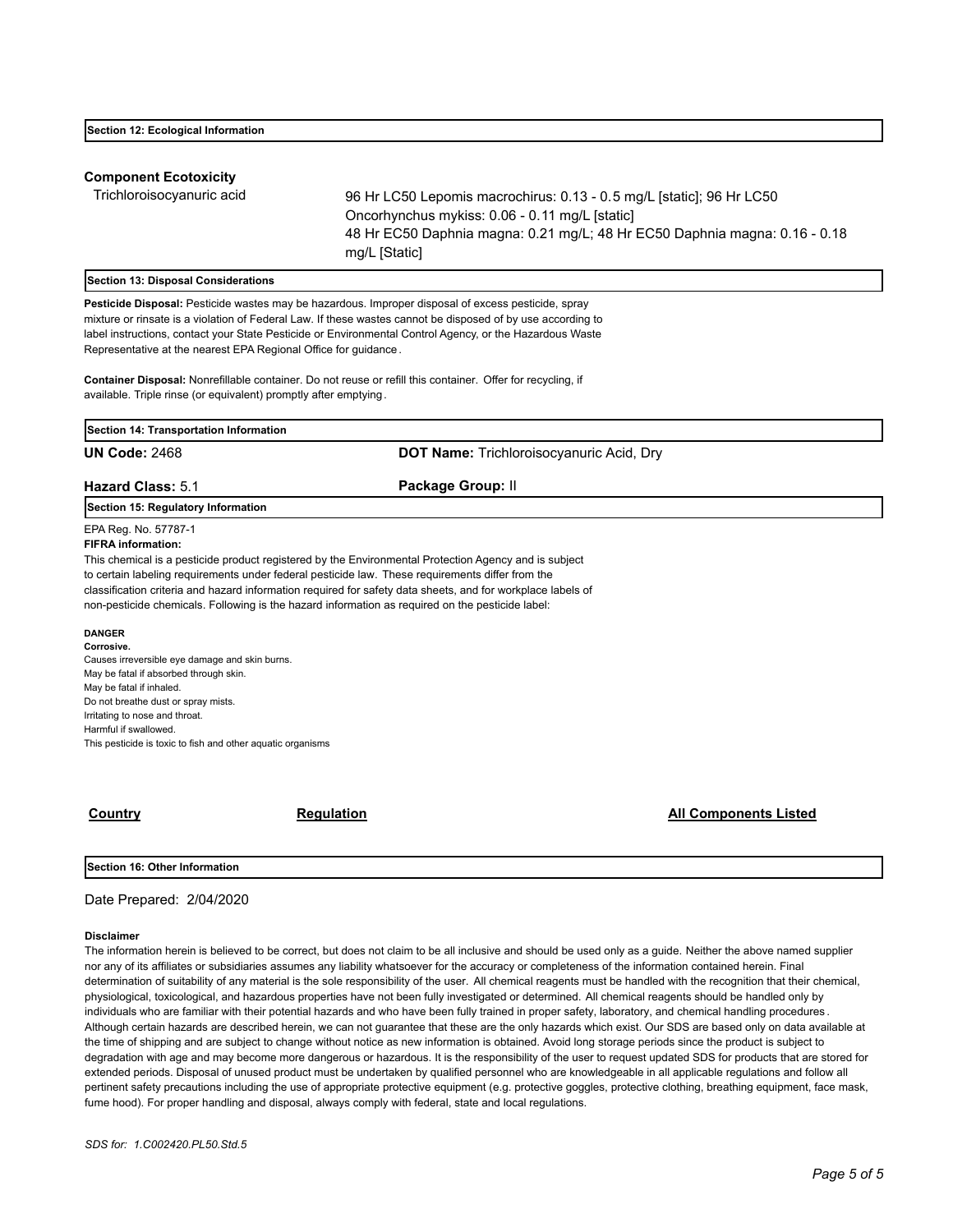## Section 12: Ecological Information

**Component Ecotoxicity**

| | |
|---|---|
| Trichloroisocyanuric acid | 96 Hr LC50 Lepomis macrochirus: 0.13 - 0.5 mg/L [static]; 96 Hr LC50 Oncorhynchus mykiss: 0.06 - 0.11 mg/L [static]<br>48 Hr EC50 Daphnia magna: 0.21 mg/L; 48 Hr EC50 Daphnia magna: 0.16 - 0.18 mg/L [Static] |

## Section 13: Disposal Considerations

**Pesticide Disposal:** Pesticide wastes may be hazardous. Improper disposal of excess pesticide, spray mixture or rinsate is a violation of Federal Law. If these wastes cannot be disposed of by use according to label instructions, contact your State Pesticide or Environmental Control Agency, or the Hazardous Waste Representative at the nearest EPA Regional Office for guidance.

**Container Disposal:** Nonrefillable container. Do not reuse or refill this container. Offer for recycling, if available. Triple rinse (or equivalent) promptly after emptying.

## Section 14: Transportation Information

**UN Code:** 2468

**DOT Name:** Trichloroisocyanuric Acid, Dry

**Hazard Class:** 5.1

**Package Group:** II

## Section 15: Regulatory Information

EPA Reg. No. 57787-1

**FIFRA information:**

This chemical is a pesticide product registered by the Environmental Protection Agency and is subject to certain labeling requirements under federal pesticide law. These requirements differ from the classification criteria and hazard information required for safety data sheets, and for workplace labels of non-pesticide chemicals. Following is the hazard information as required on the pesticide label:

**DANGER**

**Corrosive.**

Causes irreversible eye damage and skin burns.
May be fatal if absorbed through skin.
May be fatal if inhaled.
Do not breathe dust or spray mists.
Irritating to nose and throat.
Harmful if swallowed.
This pesticide is toxic to fish and other aquatic organisms

| Country | Regulation | All Components Listed |
|---|---|---|

## Section 16: Other Information

Date Prepared: 2/04/2020

**Disclaimer**

The information herein is believed to be correct, but does not claim to be all inclusive and should be used only as a guide. Neither the above named supplier nor any of its affiliates or subsidiaries assumes any liability whatsoever for the accuracy or completeness of the information contained herein. Final determination of suitability of any material is the sole responsibility of the user. All chemical reagents must be handled with the recognition that their chemical, physiological, toxicological, and hazardous properties have not been fully investigated or determined. All chemical reagents should be handled only by individuals who are familiar with their potential hazards and who have been fully trained in proper safety, laboratory, and chemical handling procedures. Although certain hazards are described herein, we can not guarantee that these are the only hazards which exist. Our SDS are based only on data available at the time of shipping and are subject to change without notice as new information is obtained. Avoid long storage periods since the product is subject to degradation with age and may become more dangerous or hazardous. It is the responsibility of the user to request updated SDS for products that are stored for extended periods. Disposal of unused product must be undertaken by qualified personnel who are knowledgeable in all applicable regulations and follow all pertinent safety precautions including the use of appropriate protective equipment (e.g. protective goggles, protective clothing, breathing equipment, face mask, fume hood). For proper handling and disposal, always comply with federal, state and local regulations.

*SDS for: 1.C002420.PL50.Std.5*